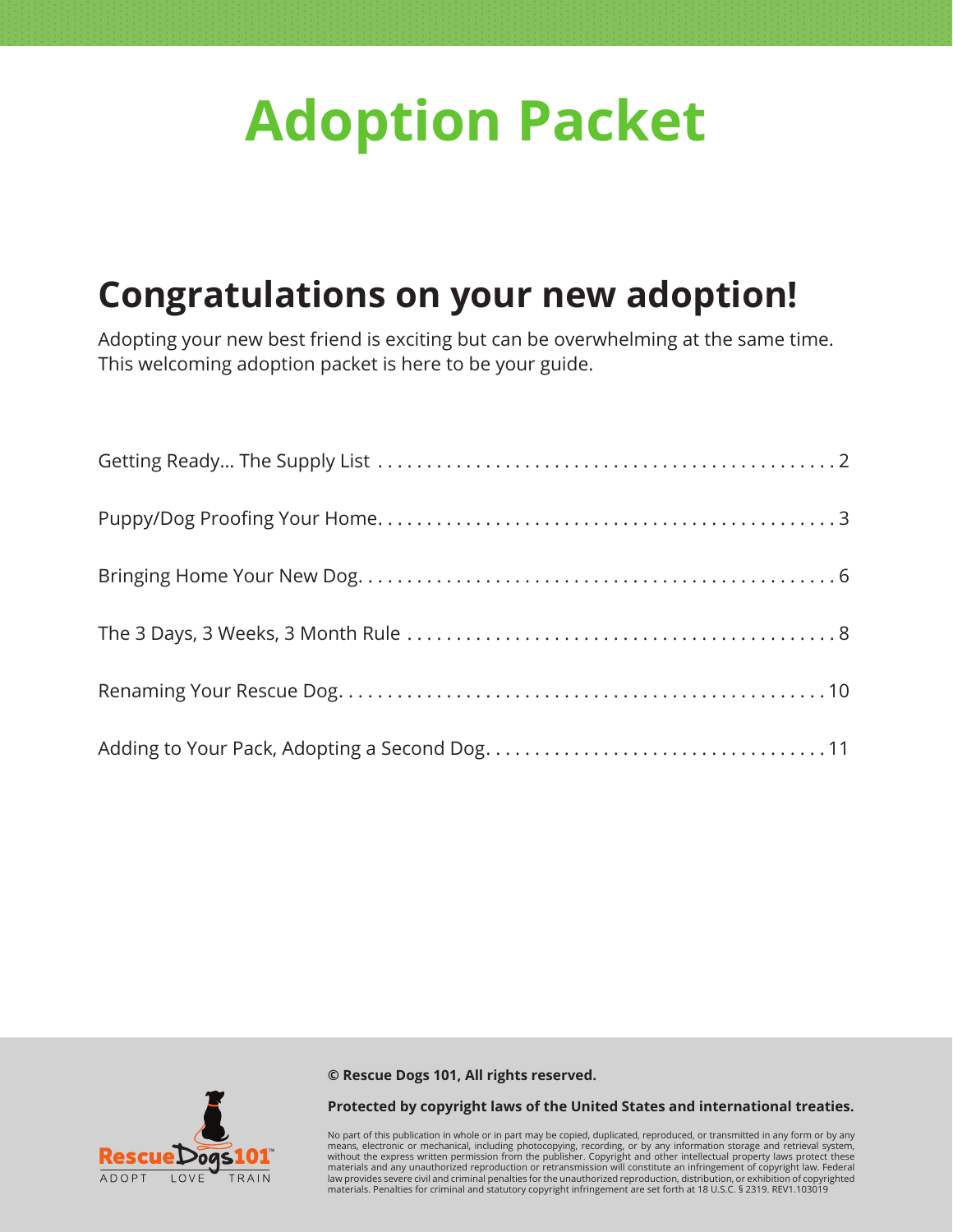# Adoption Packet

## Congratulations on your new adoption!

Adopting your new best friend is exciting but can be overwhelming at the same time. This welcoming adoption packet is here to be your guide.

Getting Ready... The Supply List . . . . . . . . . . . . . . . . . . . . . . . . . . . . . . . . . . . . . . . . . . . . . . 2

Puppy/Dog Proofing Your Home. . . . . . . . . . . . . . . . . . . . . . . . . . . . . . . . . . . . . . . . . . . . . . . 3

Bringing Home Your New Dog. . . . . . . . . . . . . . . . . . . . . . . . . . . . . . . . . . . . . . . . . . . . . . . . . 6

The 3 Days, 3 Weeks, 3 Month Rule . . . . . . . . . . . . . . . . . . . . . . . . . . . . . . . . . . . . . . . . . . . 8

Renaming Your Rescue Dog. . . . . . . . . . . . . . . . . . . . . . . . . . . . . . . . . . . . . . . . . . . . . . . . . . 10

Adding to Your Pack, Adopting a Second Dog. . . . . . . . . . . . . . . . . . . . . . . . . . . . . . . . . . . 11

RescueDogs101™
ADOPT LOVE TRAIN

**© Rescue Dogs 101, All rights reserved.**

**Protected by copyright laws of the United States and international treaties.**

No part of this publication in whole or in part may be copied, duplicated, reproduced, or transmitted in any form or by any means, electronic or mechanical, including photocopying, recording, or by any information storage and retrieval system, without the express written permission from the publisher. Copyright and other intellectual property laws protect these materials and any unauthorized reproduction or retransmission will constitute an infringement of copyright law. Federal law provides severe civil and criminal penalties for the unauthorized reproduction, distribution, or exhibition of copyrighted materials. Penalties for criminal and statutory copyright infringement are set forth at 18 U.S.C. § 2319. REV1.103019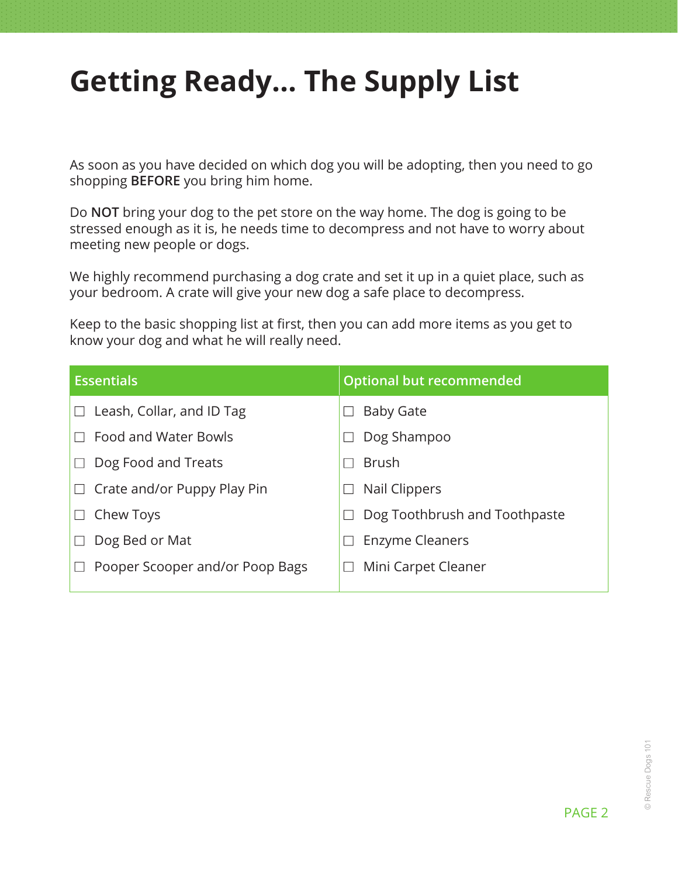# Getting Ready… The Supply List

As soon as you have decided on which dog you will be adopting, then you need to go shopping **BEFORE** you bring him home.

Do **NOT** bring your dog to the pet store on the way home. The dog is going to be stressed enough as it is, he needs time to decompress and not have to worry about meeting new people or dogs.

We highly recommend purchasing a dog crate and set it up in a quiet place, such as your bedroom. A crate will give your new dog a safe place to decompress.

Keep to the basic shopping list at first, then you can add more items as you get to know your dog and what he will really need.

| Essentials | Optional but recommended |
| --- | --- |
| ☐ Leash, Collar, and ID Tag | ☐ Baby Gate |
| ☐ Food and Water Bowls | ☐ Dog Shampoo |
| ☐ Dog Food and Treats | ☐ Brush |
| ☐ Crate and/or Puppy Play Pin | ☐ Nail Clippers |
| ☐ Chew Toys | ☐ Dog Toothbrush and Toothpaste |
| ☐ Dog Bed or Mat | ☐ Enzyme Cleaners |
| ☐ Pooper Scooper and/or Poop Bags | ☐ Mini Carpet Cleaner |

© Rescue Dogs 101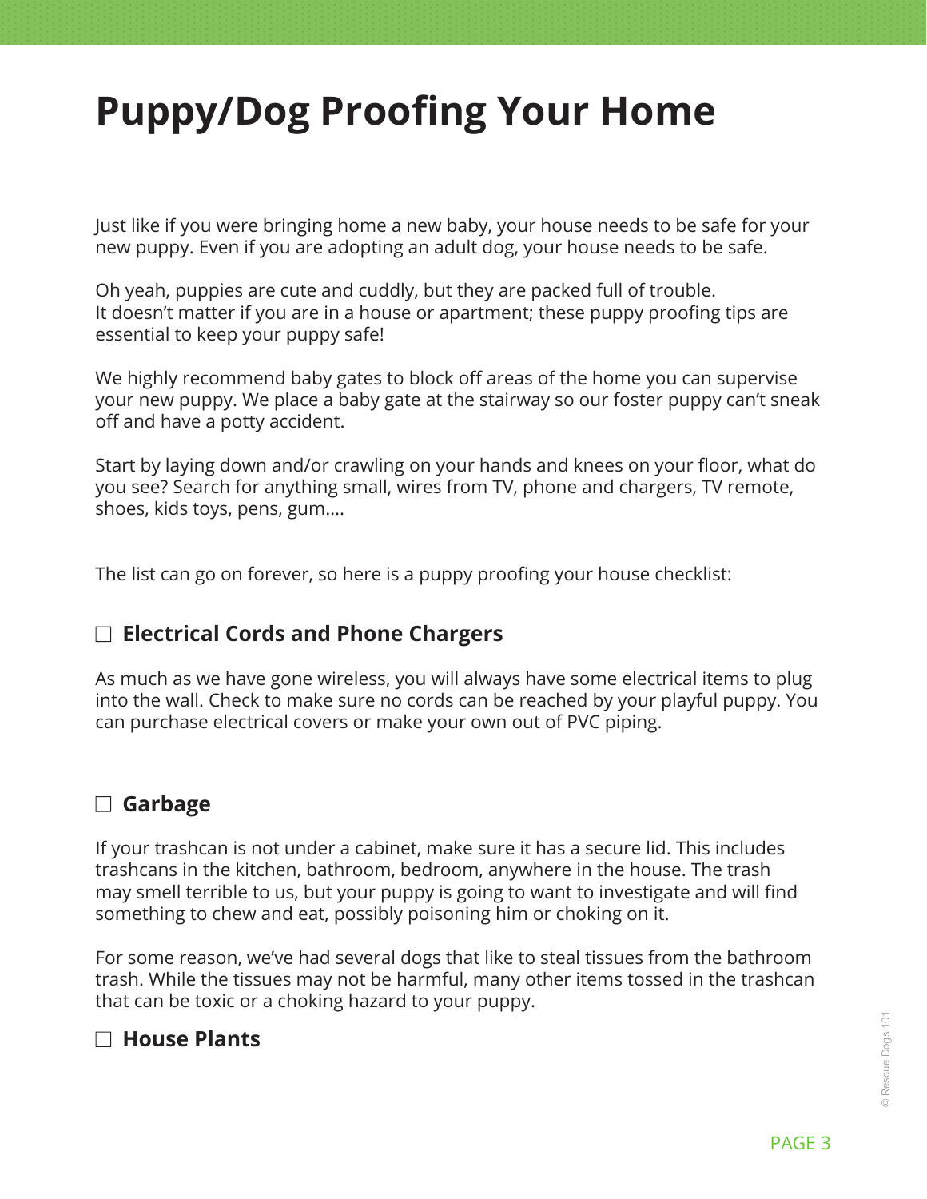# Puppy/Dog Proofing Your Home

Just like if you were bringing home a new baby, your house needs to be safe for your new puppy. Even if you are adopting an adult dog, your house needs to be safe.

Oh yeah, puppies are cute and cuddly, but they are packed full of trouble. It doesn't matter if you are in a house or apartment; these puppy proofing tips are essential to keep your puppy safe!

We highly recommend baby gates to block off areas of the home you can supervise your new puppy. We place a baby gate at the stairway so our foster puppy can't sneak off and have a potty accident.

Start by laying down and/or crawling on your hands and knees on your floor, what do you see? Search for anything small, wires from TV, phone and chargers, TV remote, shoes, kids toys, pens, gum....

The list can go on forever, so here is a puppy proofing your house checklist:

## ☐ Electrical Cords and Phone Chargers

As much as we have gone wireless, you will always have some electrical items to plug into the wall. Check to make sure no cords can be reached by your playful puppy. You can purchase electrical covers or make your own out of PVC piping.

## ☐ Garbage

If your trashcan is not under a cabinet, make sure it has a secure lid. This includes trashcans in the kitchen, bathroom, bedroom, anywhere in the house. The trash may smell terrible to us, but your puppy is going to want to investigate and will find something to chew and eat, possibly poisoning him or choking on it.

For some reason, we've had several dogs that like to steal tissues from the bathroom trash. While the tissues may not be harmful, many other items tossed in the trashcan that can be toxic or a choking hazard to your puppy.

## ☐ House Plants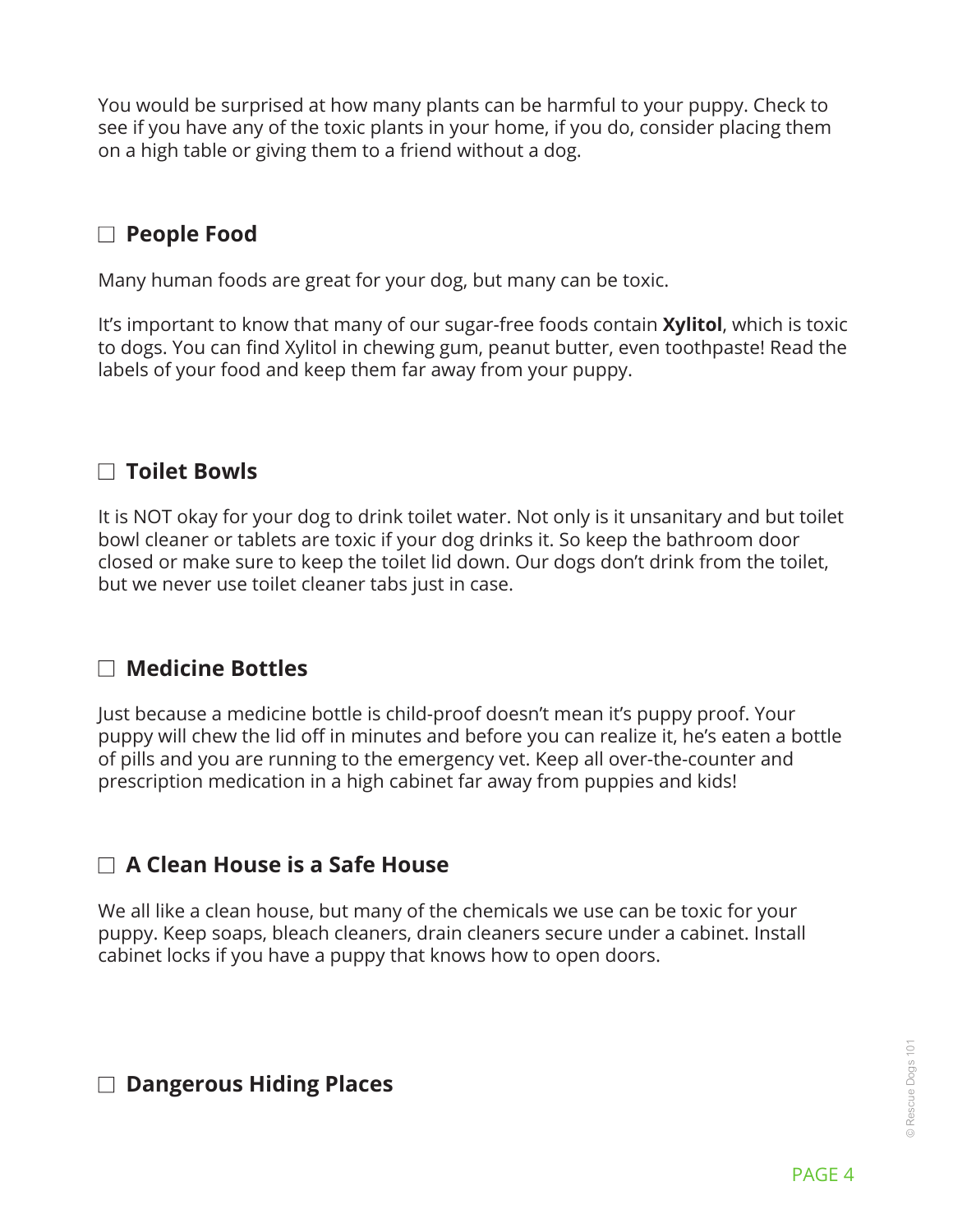You would be surprised at how many plants can be harmful to your puppy. Check to see if you have any of the toxic plants in your home, if you do, consider placing them on a high table or giving them to a friend without a dog.

## ☐ People Food

Many human foods are great for your dog, but many can be toxic.

It's important to know that many of our sugar-free foods contain **Xylitol**, which is toxic to dogs. You can find Xylitol in chewing gum, peanut butter, even toothpaste! Read the labels of your food and keep them far away from your puppy.

## ☐ Toilet Bowls

It is NOT okay for your dog to drink toilet water. Not only is it unsanitary and but toilet bowl cleaner or tablets are toxic if your dog drinks it. So keep the bathroom door closed or make sure to keep the toilet lid down. Our dogs don't drink from the toilet, but we never use toilet cleaner tabs just in case.

## ☐ Medicine Bottles

Just because a medicine bottle is child-proof doesn't mean it's puppy proof. Your puppy will chew the lid off in minutes and before you can realize it, he's eaten a bottle of pills and you are running to the emergency vet. Keep all over-the-counter and prescription medication in a high cabinet far away from puppies and kids!

## ☐ A Clean House is a Safe House

We all like a clean house, but many of the chemicals we use can be toxic for your puppy. Keep soaps, bleach cleaners, drain cleaners secure under a cabinet. Install cabinet locks if you have a puppy that knows how to open doors.

## ☐ Dangerous Hiding Places

© Rescue Dogs 101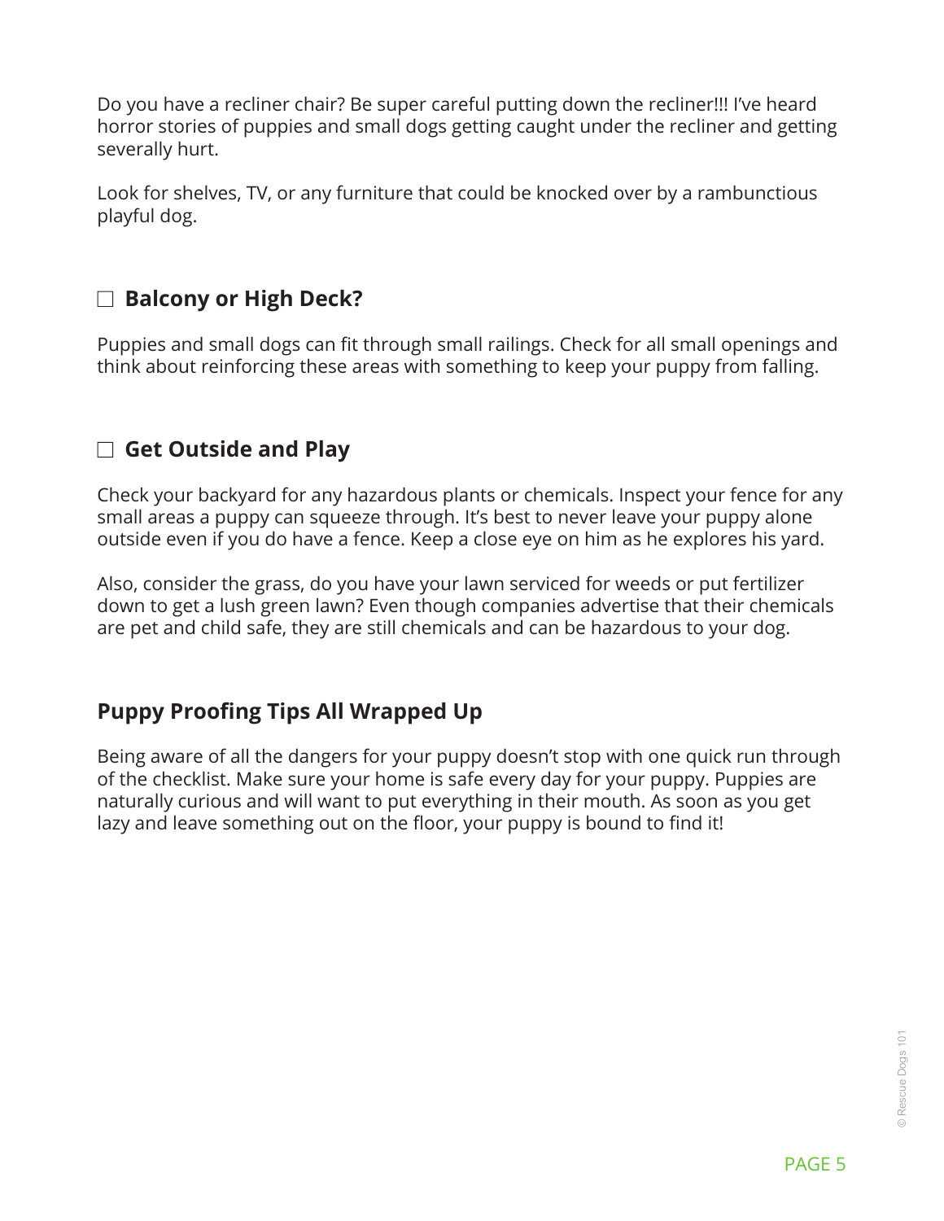Do you have a recliner chair? Be super careful putting down the recliner!!! I've heard horror stories of puppies and small dogs getting caught under the recliner and getting severally hurt.

Look for shelves, TV, or any furniture that could be knocked over by a rambunctious playful dog.

### ☐ Balcony or High Deck?

Puppies and small dogs can fit through small railings. Check for all small openings and think about reinforcing these areas with something to keep your puppy from falling.

### ☐ Get Outside and Play

Check your backyard for any hazardous plants or chemicals. Inspect your fence for any small areas a puppy can squeeze through. It's best to never leave your puppy alone outside even if you do have a fence. Keep a close eye on him as he explores his yard.

Also, consider the grass, do you have your lawn serviced for weeds or put fertilizer down to get a lush green lawn? Even though companies advertise that their chemicals are pet and child safe, they are still chemicals and can be hazardous to your dog.

## Puppy Proofing Tips All Wrapped Up

Being aware of all the dangers for your puppy doesn't stop with one quick run through of the checklist. Make sure your home is safe every day for your puppy. Puppies are naturally curious and will want to put everything in their mouth. As soon as you get lazy and leave something out on the floor, your puppy is bound to find it!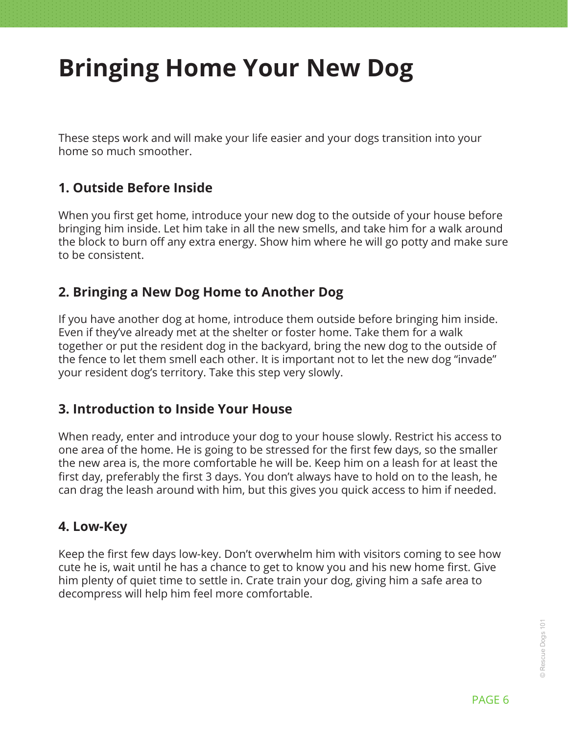# Bringing Home Your New Dog

These steps work and will make your life easier and your dogs transition into your home so much smoother.

## 1. Outside Before Inside

When you first get home, introduce your new dog to the outside of your house before bringing him inside. Let him take in all the new smells, and take him for a walk around the block to burn off any extra energy. Show him where he will go potty and make sure to be consistent.

## 2. Bringing a New Dog Home to Another Dog

If you have another dog at home, introduce them outside before bringing him inside. Even if they've already met at the shelter or foster home. Take them for a walk together or put the resident dog in the backyard, bring the new dog to the outside of the fence to let them smell each other. It is important not to let the new dog "invade" your resident dog's territory. Take this step very slowly.

## 3. Introduction to Inside Your House

When ready, enter and introduce your dog to your house slowly. Restrict his access to one area of the home. He is going to be stressed for the first few days, so the smaller the new area is, the more comfortable he will be. Keep him on a leash for at least the first day, preferably the first 3 days. You don't always have to hold on to the leash, he can drag the leash around with him, but this gives you quick access to him if needed.

## 4. Low-Key

Keep the first few days low-key. Don't overwhelm him with visitors coming to see how cute he is, wait until he has a chance to get to know you and his new home first. Give him plenty of quiet time to settle in. Crate train your dog, giving him a safe area to decompress will help him feel more comfortable.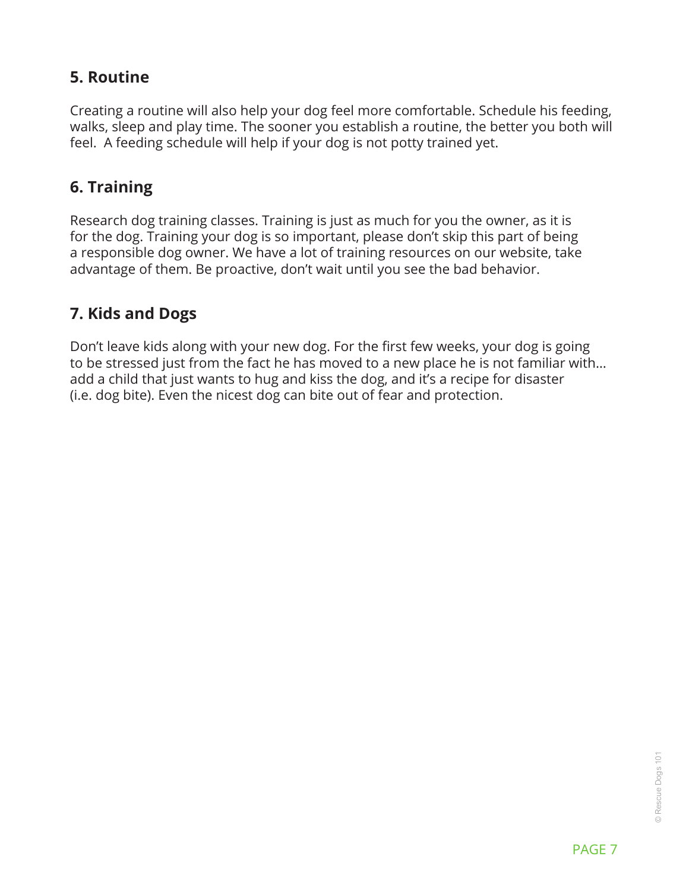## 5. Routine

Creating a routine will also help your dog feel more comfortable. Schedule his feeding, walks, sleep and play time. The sooner you establish a routine, the better you both will feel.  A feeding schedule will help if your dog is not potty trained yet.

## 6. Training

Research dog training classes. Training is just as much for you the owner, as it is for the dog. Training your dog is so important, please don't skip this part of being a responsible dog owner. We have a lot of training resources on our website, take advantage of them. Be proactive, don't wait until you see the bad behavior.

## 7. Kids and Dogs

Don't leave kids along with your new dog. For the first few weeks, your dog is going to be stressed just from the fact he has moved to a new place he is not familiar with... add a child that just wants to hug and kiss the dog, and it's a recipe for disaster (i.e. dog bite). Even the nicest dog can bite out of fear and protection.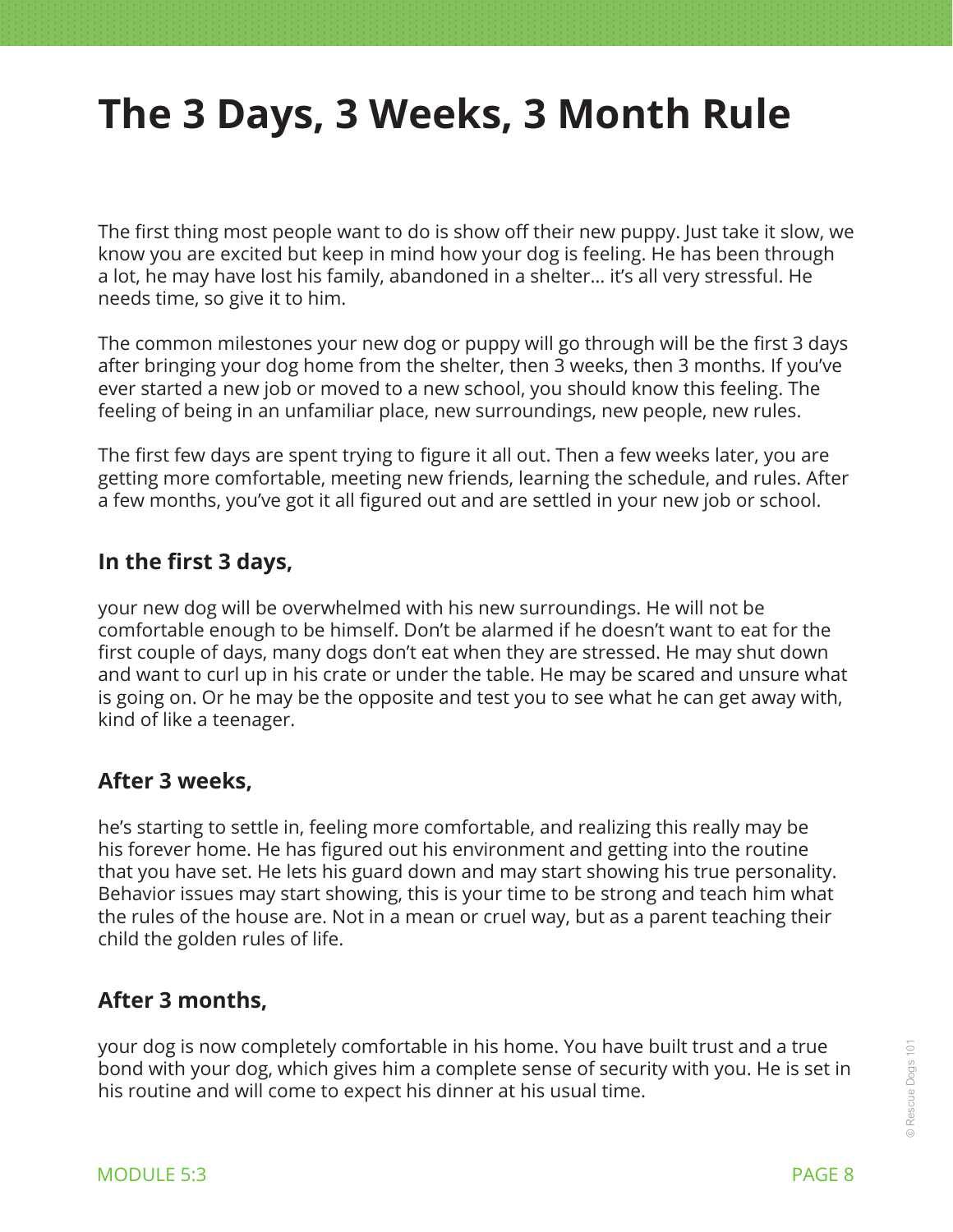# The 3 Days, 3 Weeks, 3 Month Rule

The first thing most people want to do is show off their new puppy. Just take it slow, we know you are excited but keep in mind how your dog is feeling. He has been through a lot, he may have lost his family, abandoned in a shelter... it's all very stressful. He needs time, so give it to him.

The common milestones your new dog or puppy will go through will be the first 3 days after bringing your dog home from the shelter, then 3 weeks, then 3 months. If you've ever started a new job or moved to a new school, you should know this feeling. The feeling of being in an unfamiliar place, new surroundings, new people, new rules.

The first few days are spent trying to figure it all out. Then a few weeks later, you are getting more comfortable, meeting new friends, learning the schedule, and rules. After a few months, you've got it all figured out and are settled in your new job or school.

### In the first 3 days,

your new dog will be overwhelmed with his new surroundings. He will not be comfortable enough to be himself. Don't be alarmed if he doesn't want to eat for the first couple of days, many dogs don't eat when they are stressed. He may shut down and want to curl up in his crate or under the table. He may be scared and unsure what is going on. Or he may be the opposite and test you to see what he can get away with, kind of like a teenager.

### After 3 weeks,

he's starting to settle in, feeling more comfortable, and realizing this really may be his forever home. He has figured out his environment and getting into the routine that you have set. He lets his guard down and may start showing his true personality. Behavior issues may start showing, this is your time to be strong and teach him what the rules of the house are. Not in a mean or cruel way, but as a parent teaching their child the golden rules of life.

### After 3 months,

your dog is now completely comfortable in his home. You have built trust and a true bond with your dog, which gives him a complete sense of security with you. He is set in his routine and will come to expect his dinner at his usual time.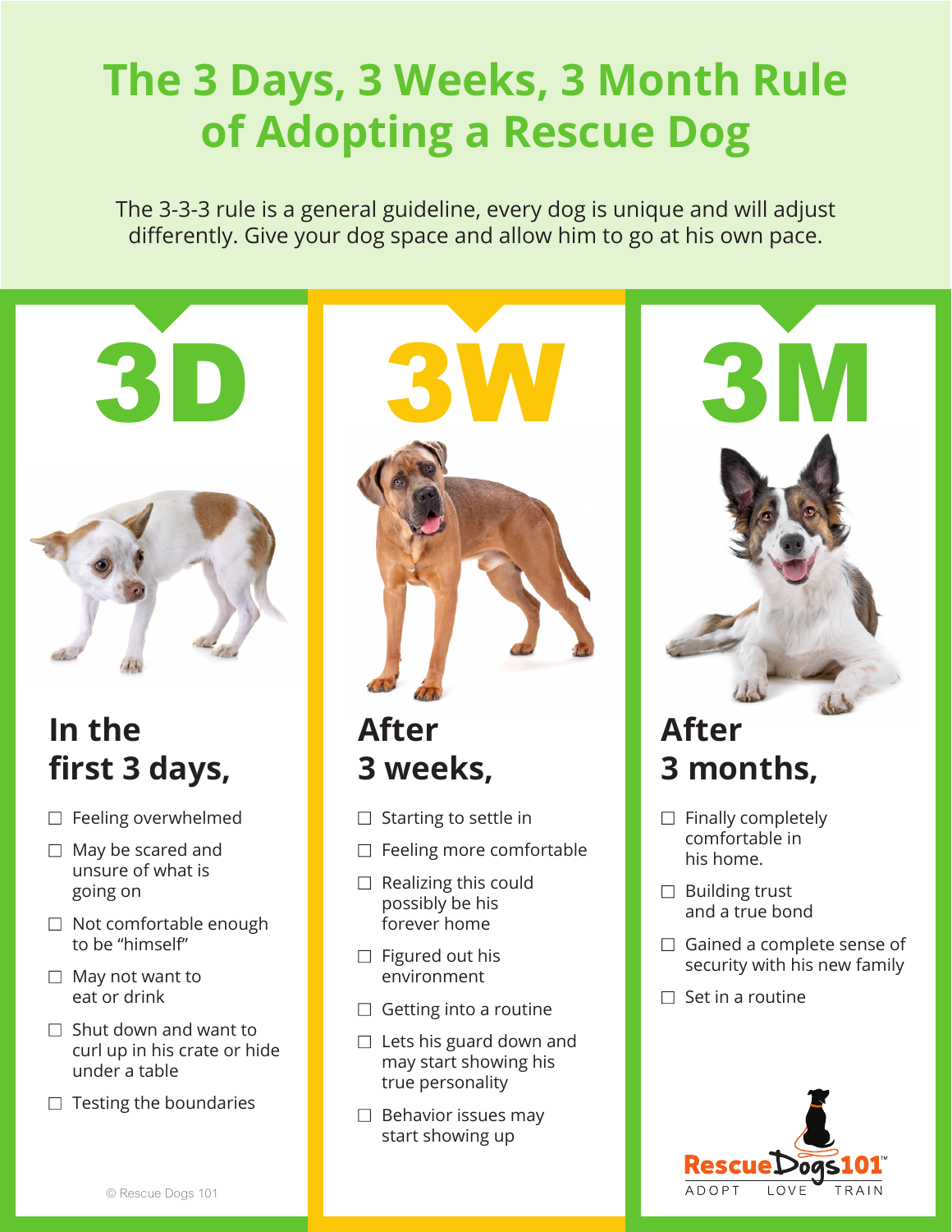# The 3 Days, 3 Weeks, 3 Month Rule of Adopting a Rescue Dog

The 3-3-3 rule is a general guideline, every dog is unique and will adjust differently. Give your dog space and allow him to go at his own pace.

## 3D

### In the first 3 days,

- ☐ Feeling overwhelmed
- ☐ May be scared and unsure of what is going on
- ☐ Not comfortable enough to be "himself"
- ☐ May not want to eat or drink
- ☐ Shut down and want to curl up in his crate or hide under a table
- ☐ Testing the boundaries

## 3W

### After 3 weeks,

- ☐ Starting to settle in
- ☐ Feeling more comfortable
- ☐ Realizing this could possibly be his forever home
- ☐ Figured out his environment
- ☐ Getting into a routine
- ☐ Lets his guard down and may start showing his true personality
- ☐ Behavior issues may start showing up

## 3M

### After 3 months,

- ☐ Finally completely comfortable in his home.
- ☐ Building trust and a true bond
- ☐ Gained a complete sense of security with his new family
- ☐ Set in a routine

© Rescue Dogs 101

RescueDogs101™ ADOPT LOVE TRAIN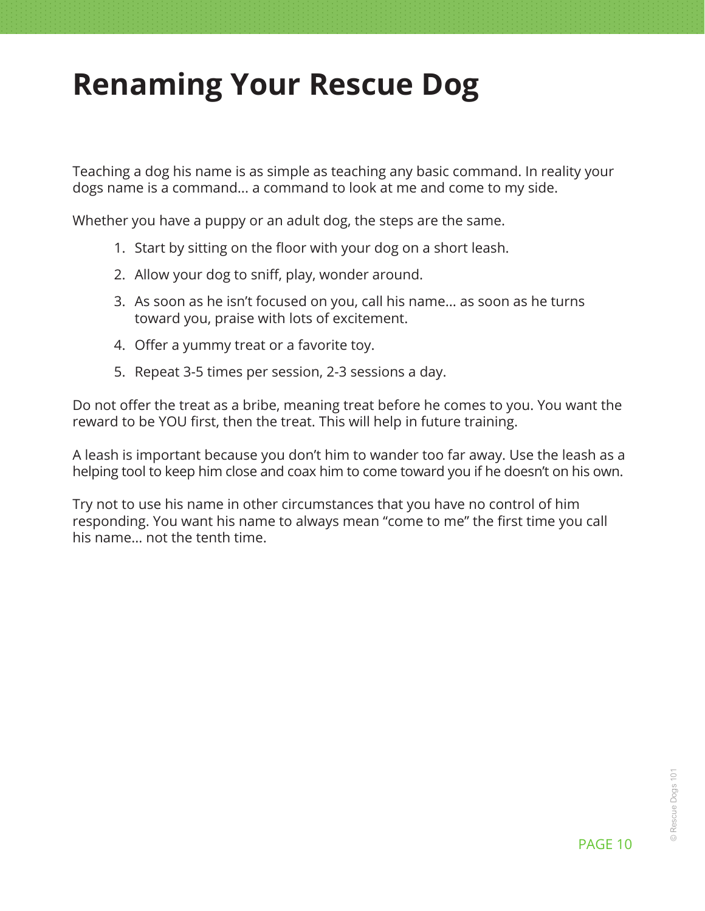# Renaming Your Rescue Dog

Teaching a dog his name is as simple as teaching any basic command. In reality your dogs name is a command... a command to look at me and come to my side.

Whether you have a puppy or an adult dog, the steps are the same.

1. Start by sitting on the floor with your dog on a short leash.
2. Allow your dog to sniff, play, wonder around.
3. As soon as he isn't focused on you, call his name... as soon as he turns toward you, praise with lots of excitement.
4. Offer a yummy treat or a favorite toy.
5. Repeat 3-5 times per session, 2-3 sessions a day.

Do not offer the treat as a bribe, meaning treat before he comes to you. You want the reward to be YOU first, then the treat. This will help in future training.

A leash is important because you don't him to wander too far away. Use the leash as a helping tool to keep him close and coax him to come toward you if he doesn't on his own.

Try not to use his name in other circumstances that you have no control of him responding. You want his name to always mean "come to me" the first time you call his name... not the tenth time.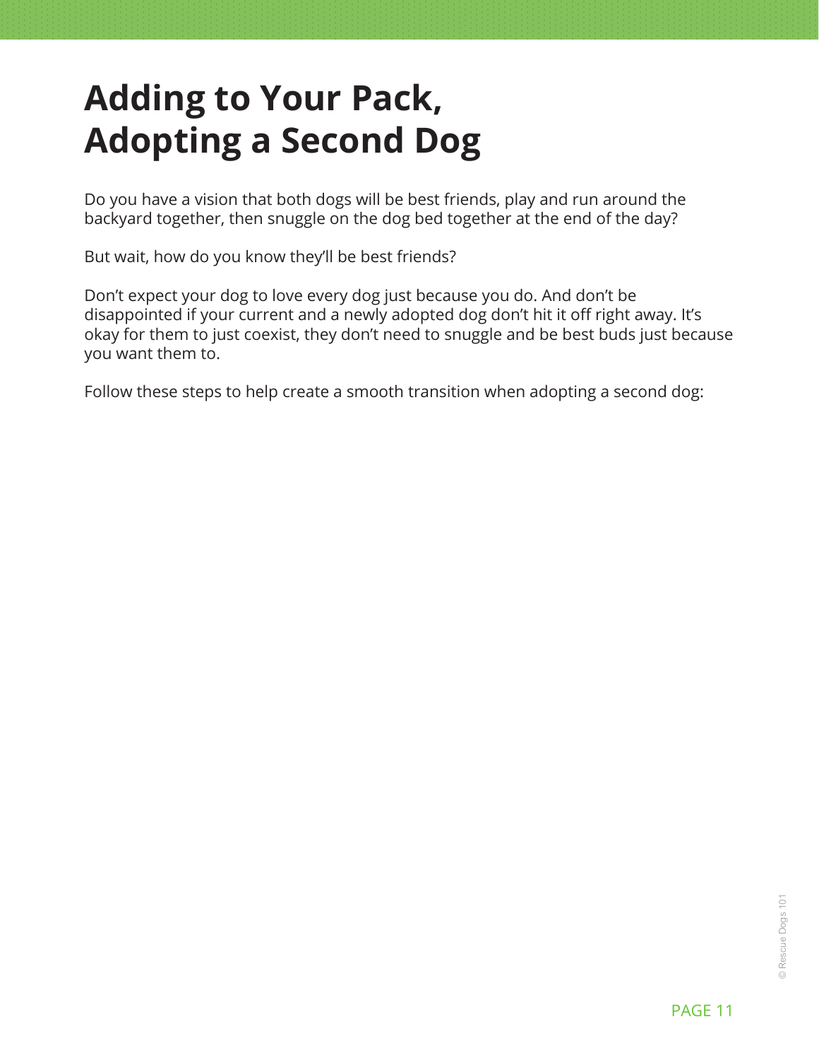# Adding to Your Pack, Adopting a Second Dog

Do you have a vision that both dogs will be best friends, play and run around the backyard together, then snuggle on the dog bed together at the end of the day?

But wait, how do you know they'll be best friends?

Don't expect your dog to love every dog just because you do. And don't be disappointed if your current and a newly adopted dog don't hit it off right away. It's okay for them to just coexist, they don't need to snuggle and be best buds just because you want them to.

Follow these steps to help create a smooth transition when adopting a second dog: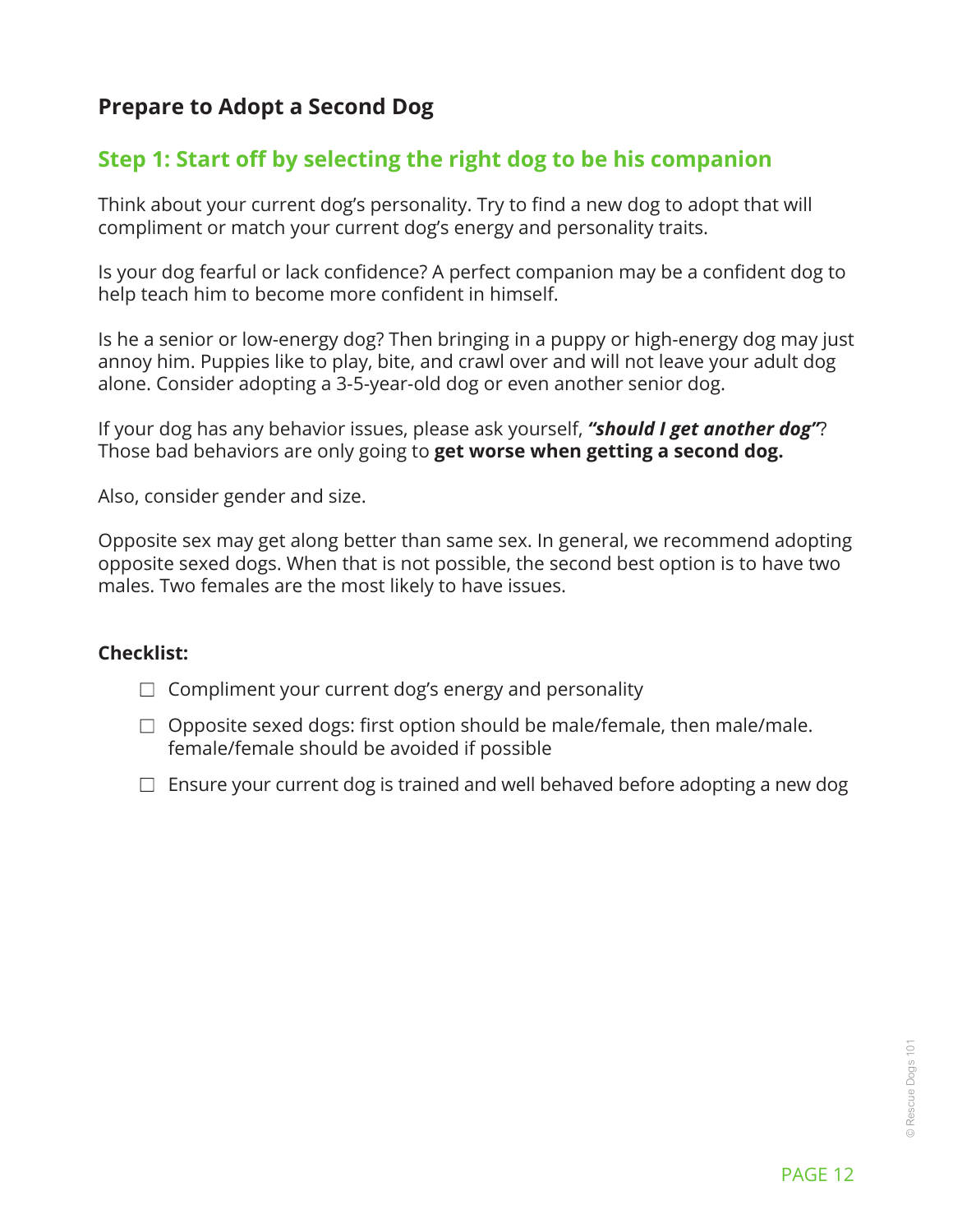## Prepare to Adopt a Second Dog

### Step 1: Start off by selecting the right dog to be his companion

Think about your current dog's personality. Try to find a new dog to adopt that will compliment or match your current dog's energy and personality traits.

Is your dog fearful or lack confidence? A perfect companion may be a confident dog to help teach him to become more confident in himself.

Is he a senior or low-energy dog? Then bringing in a puppy or high-energy dog may just annoy him. Puppies like to play, bite, and crawl over and will not leave your adult dog alone. Consider adopting a 3-5-year-old dog or even another senior dog.

If your dog has any behavior issues, please ask yourself, ***"should I get another dog"***? Those bad behaviors are only going to **get worse when getting a second dog.**

Also, consider gender and size.

Opposite sex may get along better than same sex. In general, we recommend adopting opposite sexed dogs. When that is not possible, the second best option is to have two males. Two females are the most likely to have issues.

**Checklist:**

- ☐ Compliment your current dog's energy and personality
- ☐ Opposite sexed dogs: first option should be male/female, then male/male. female/female should be avoided if possible
- ☐ Ensure your current dog is trained and well behaved before adopting a new dog

© Rescue Dogs 101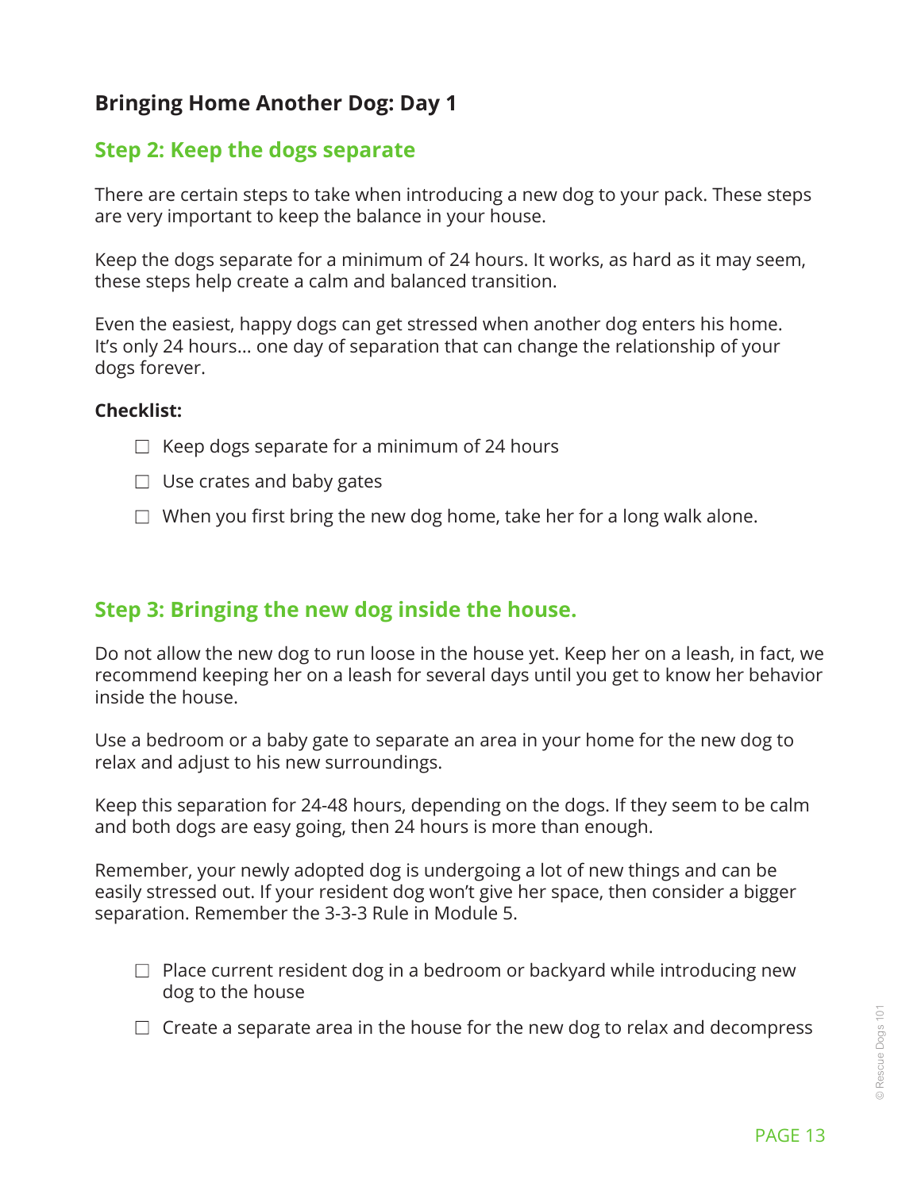## Bringing Home Another Dog: Day 1

### Step 2: Keep the dogs separate

There are certain steps to take when introducing a new dog to your pack. These steps are very important to keep the balance in your house.

Keep the dogs separate for a minimum of 24 hours. It works, as hard as it may seem, these steps help create a calm and balanced transition.

Even the easiest, happy dogs can get stressed when another dog enters his home. It's only 24 hours… one day of separation that can change the relationship of your dogs forever.

**Checklist:**

- ☐ Keep dogs separate for a minimum of 24 hours
- ☐ Use crates and baby gates
- ☐ When you first bring the new dog home, take her for a long walk alone.

### Step 3: Bringing the new dog inside the house.

Do not allow the new dog to run loose in the house yet. Keep her on a leash, in fact, we recommend keeping her on a leash for several days until you get to know her behavior inside the house.

Use a bedroom or a baby gate to separate an area in your home for the new dog to relax and adjust to his new surroundings.

Keep this separation for 24-48 hours, depending on the dogs. If they seem to be calm and both dogs are easy going, then 24 hours is more than enough.

Remember, your newly adopted dog is undergoing a lot of new things and can be easily stressed out. If your resident dog won't give her space, then consider a bigger separation. Remember the 3-3-3 Rule in Module 5.

- ☐ Place current resident dog in a bedroom or backyard while introducing new dog to the house
- ☐ Create a separate area in the house for the new dog to relax and decompress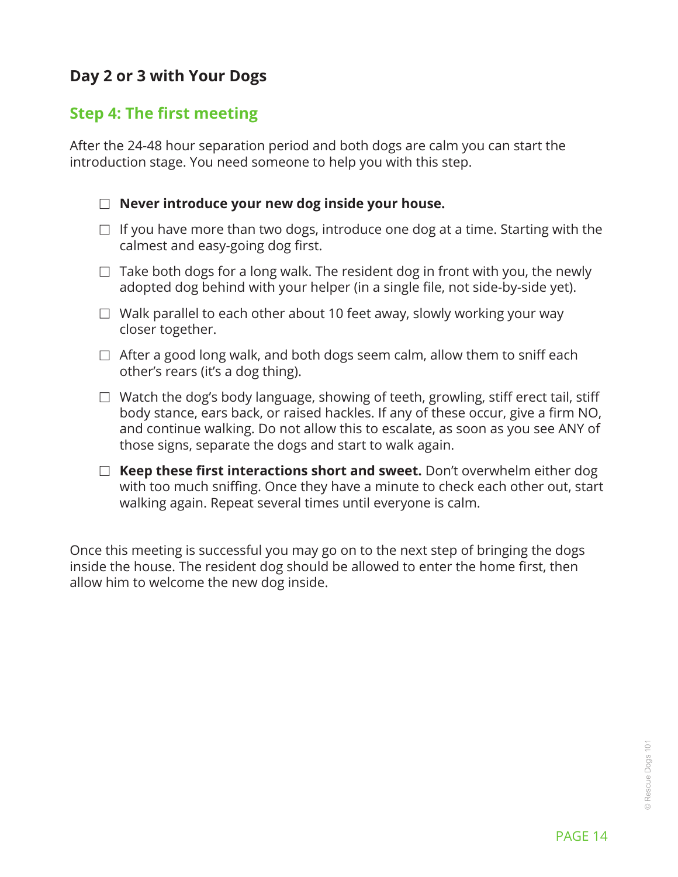## Day 2 or 3 with Your Dogs

### Step 4: The first meeting

After the 24-48 hour separation period and both dogs are calm you can start the introduction stage. You need someone to help you with this step.

- ☐ **Never introduce your new dog inside your house.**
- ☐ If you have more than two dogs, introduce one dog at a time. Starting with the calmest and easy-going dog first.
- ☐ Take both dogs for a long walk. The resident dog in front with you, the newly adopted dog behind with your helper (in a single file, not side-by-side yet).
- ☐ Walk parallel to each other about 10 feet away, slowly working your way closer together.
- ☐ After a good long walk, and both dogs seem calm, allow them to sniff each other's rears (it's a dog thing).
- ☐ Watch the dog's body language, showing of teeth, growling, stiff erect tail, stiff body stance, ears back, or raised hackles. If any of these occur, give a firm NO, and continue walking. Do not allow this to escalate, as soon as you see ANY of those signs, separate the dogs and start to walk again.
- ☐ **Keep these first interactions short and sweet.** Don't overwhelm either dog with too much sniffing. Once they have a minute to check each other out, start walking again. Repeat several times until everyone is calm.

Once this meeting is successful you may go on to the next step of bringing the dogs inside the house. The resident dog should be allowed to enter the home first, then allow him to welcome the new dog inside.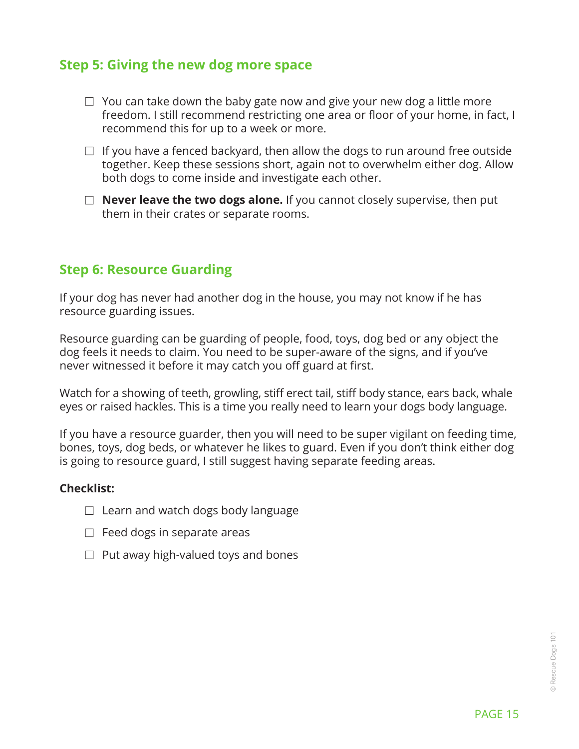## Step 5: Giving the new dog more space

- ☐ You can take down the baby gate now and give your new dog a little more freedom. I still recommend restricting one area or floor of your home, in fact, I recommend this for up to a week or more.
- ☐ If you have a fenced backyard, then allow the dogs to run around free outside together. Keep these sessions short, again not to overwhelm either dog. Allow both dogs to come inside and investigate each other.
- ☐ **Never leave the two dogs alone.** If you cannot closely supervise, then put them in their crates or separate rooms.

## Step 6: Resource Guarding

If your dog has never had another dog in the house, you may not know if he has resource guarding issues.

Resource guarding can be guarding of people, food, toys, dog bed or any object the dog feels it needs to claim. You need to be super-aware of the signs, and if you've never witnessed it before it may catch you off guard at first.

Watch for a showing of teeth, growling, stiff erect tail, stiff body stance, ears back, whale eyes or raised hackles. This is a time you really need to learn your dogs body language.

If you have a resource guarder, then you will need to be super vigilant on feeding time, bones, toys, dog beds, or whatever he likes to guard. Even if you don't think either dog is going to resource guard, I still suggest having separate feeding areas.

**Checklist:**

- ☐ Learn and watch dogs body language
- ☐ Feed dogs in separate areas
- ☐ Put away high-valued toys and bones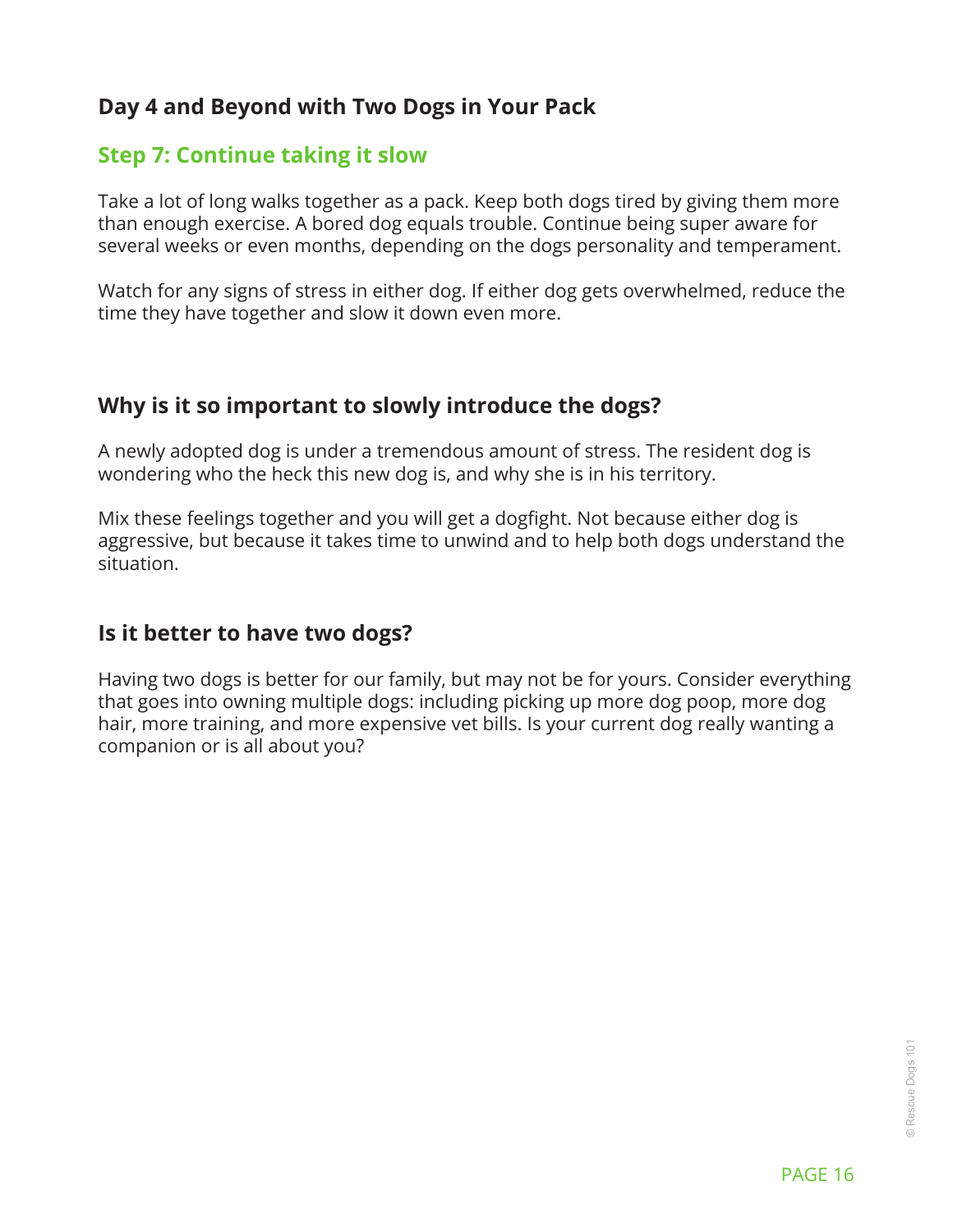## Day 4 and Beyond with Two Dogs in Your Pack

### Step 7: Continue taking it slow

Take a lot of long walks together as a pack. Keep both dogs tired by giving them more than enough exercise. A bored dog equals trouble. Continue being super aware for several weeks or even months, depending on the dogs personality and temperament.

Watch for any signs of stress in either dog. If either dog gets overwhelmed, reduce the time they have together and slow it down even more.

## Why is it so important to slowly introduce the dogs?

A newly adopted dog is under a tremendous amount of stress. The resident dog is wondering who the heck this new dog is, and why she is in his territory.

Mix these feelings together and you will get a dogfight. Not because either dog is aggressive, but because it takes time to unwind and to help both dogs understand the situation.

## Is it better to have two dogs?

Having two dogs is better for our family, but may not be for yours. Consider everything that goes into owning multiple dogs: including picking up more dog poop, more dog hair, more training, and more expensive vet bills. Is your current dog really wanting a companion or is all about you?